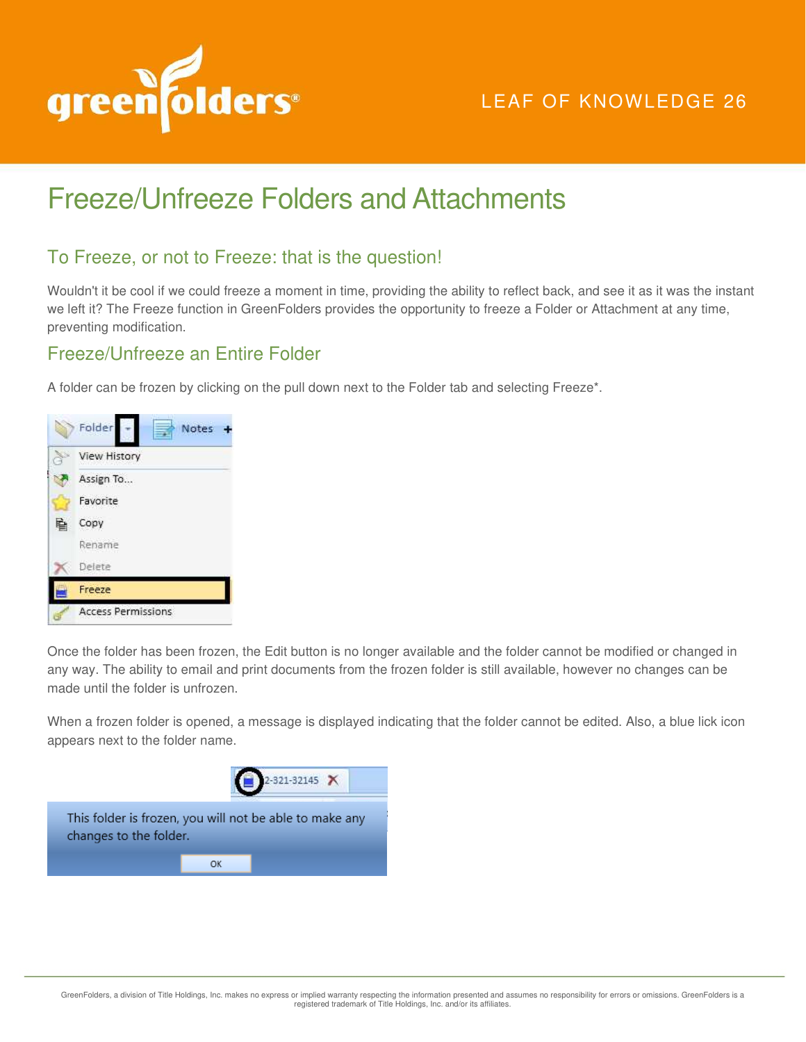LEAF OF KNOWLEDGE 26

# Freeze/Unfreeze Folders and Attachments

## To Freeze, or not to Freeze: that is the question!

Wouldn't it be cool if we could freeze a moment in time, providing the ability to reflect back, and see it as it was the instant we left it? The Freeze function in GreenFolders provides the opportunity to freeze a Folder or Attachment at any time, preventing modification.

## Freeze/Unfreeze an Entire Folder

A folder can be frozen by clicking on the pull down next to the Folder tab and selecting Freeze*.

Once the folder has been frozen, the Edit button is no longer available and the folder cannot be modified or changed in any way. The ability to email and print documents from the frozen folder is still available, however no changes can be made until the folder is unfrozen.

When a frozen folder is opened, a message is displayed indicating that the folder cannot be edited. Also, a blue lick icon appears next to the folder name.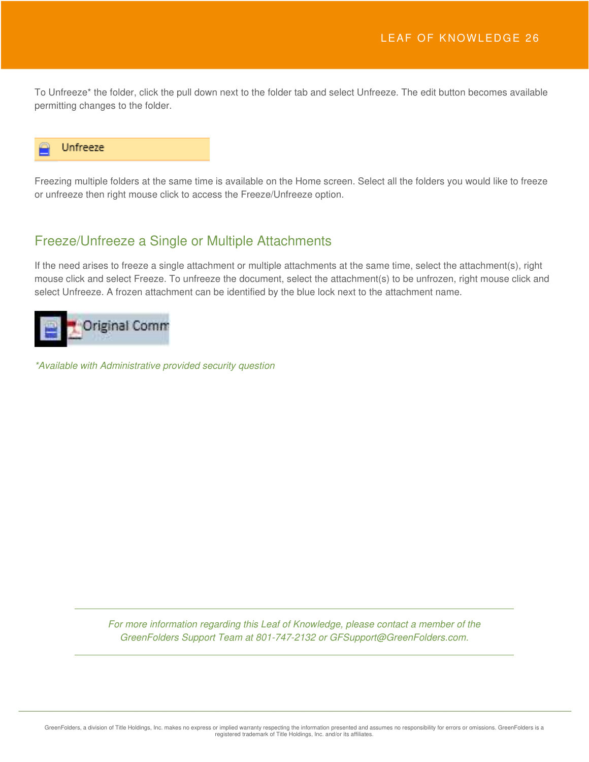To Unfreeze* the folder, click the pull down next to the folder tab and select Unfreeze. The edit button becomes available permitting changes to the folder.

Unfreeze

Freezing multiple folders at the same time is available on the Home screen. Select all the folders you would like to freeze or unfreeze then right mouse click to access the Freeze/Unfreeze option.

## Freeze/Unfreeze a Single or Multiple Attachments

If the need arises to freeze a single attachment or multiple attachments at the same time, select the attachment(s), right mouse click and select Freeze. To unfreeze the document, select the attachment(s) to be unfrozen, right mouse click and select Unfreeze. A frozen attachment can be identified by the blue lock next to the attachment name.

Original Comm

*\*Available with Administrative provided security question*

---

*For more information regarding this Leaf of Knowledge, please contact a member of the GreenFolders Support Team at 801-747-2132 or GFSupport@GreenFolders.com.*

---

GreenFolders, a division of Title Holdings, Inc. makes no express or implied warranty respecting the information presented and assumes no responsibility for errors or omissions. GreenFolders is a registered trademark of Title Holdings, Inc. and/or its affiliates.